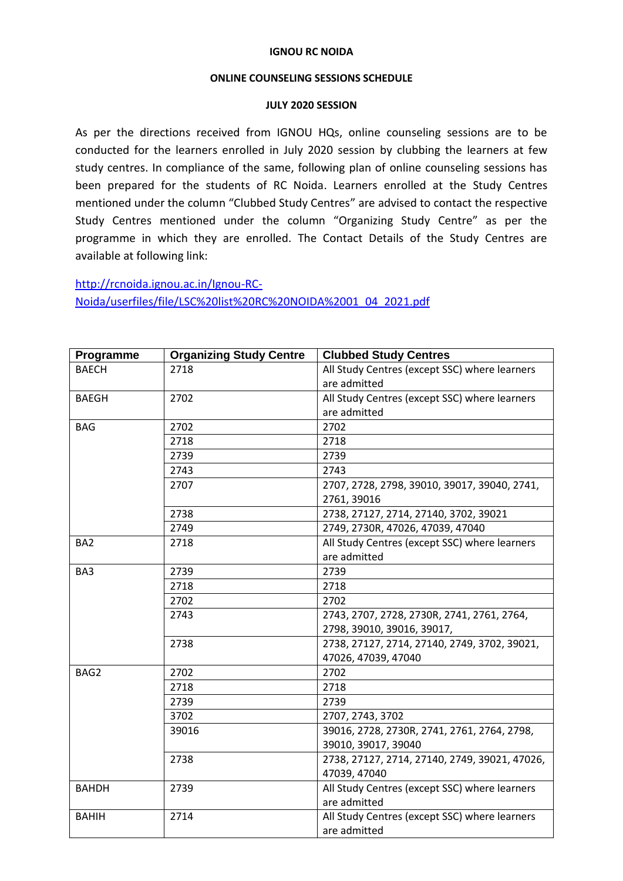**IGNOU RC NOIDA**

**ONLINE COUNSELING SESSIONS SCHEDULE**

**JULY 2020 SESSION**

As per the directions received from IGNOU HQs, online counseling sessions are to be conducted for the learners enrolled in July 2020 session by clubbing the learners at few study centres. In compliance of the same, following plan of online counseling sessions has been prepared for the students of RC Noida. Learners enrolled at the Study Centres mentioned under the column "Clubbed Study Centres" are advised to contact the respective Study Centres mentioned under the column "Organizing Study Centre" as per the programme in which they are enrolled. The Contact Details of the Study Centres are available at following link:

[http://rcnoida.ignou.ac.in/Ignou-RC-Noida/userfiles/file/LSC%20list%20RC%20NOIDA%2001_04_2021.pdf](http://rcnoida.ignou.ac.in/Ignou-RC-Noida/userfiles/file/LSC%20list%20RC%20NOIDA%2001_04_2021.pdf)

| Programme | Organizing Study Centre | Clubbed Study Centres |
|---|---|---|
| BAECH | 2718 | All Study Centres (except SSC) where learners are admitted |
| BAEGH | 2702 | All Study Centres (except SSC) where learners are admitted |
| BAG | 2702 | 2702 |
| | 2718 | 2718 |
| | 2739 | 2739 |
| | 2743 | 2743 |
| | 2707 | 2707, 2728, 2798, 39010, 39017, 39040, 2741, 2761, 39016 |
| | 2738 | 2738, 27127, 2714, 27140, 3702, 39021 |
| | 2749 | 2749, 2730R, 47026, 47039, 47040 |
| BA2 | 2718 | All Study Centres (except SSC) where learners are admitted |
| BA3 | 2739 | 2739 |
| | 2718 | 2718 |
| | 2702 | 2702 |
| | 2743 | 2743, 2707, 2728, 2730R, 2741, 2761, 2764, 2798, 39010, 39016, 39017, |
| | 2738 | 2738, 27127, 2714, 27140, 2749, 3702, 39021, 47026, 47039, 47040 |
| BAG2 | 2702 | 2702 |
| | 2718 | 2718 |
| | 2739 | 2739 |
| | 3702 | 2707, 2743, 3702 |
| | 39016 | 39016, 2728, 2730R, 2741, 2761, 2764, 2798, 39010, 39017, 39040 |
| | 2738 | 2738, 27127, 2714, 27140, 2749, 39021, 47026, 47039, 47040 |
| BAHDH | 2739 | All Study Centres (except SSC) where learners are admitted |
| BAHIH | 2714 | All Study Centres (except SSC) where learners are admitted |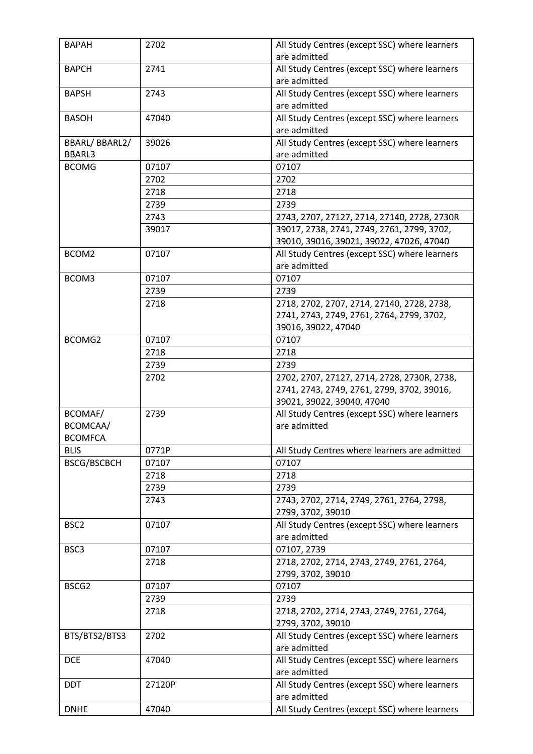| BAPAH | 2702 | All Study Centres (except SSC) where learners are admitted |
|---|---|---|
| BAPCH | 2741 | All Study Centres (except SSC) where learners are admitted |
| BAPSH | 2743 | All Study Centres (except SSC) where learners are admitted |
| BASOH | 47040 | All Study Centres (except SSC) where learners are admitted |
| BBARL/ BBARL2/ BBARL3 | 39026 | All Study Centres (except SSC) where learners are admitted |
| BCOMG | 07107 | 07107 |
| | 2702 | 2702 |
| | 2718 | 2718 |
| | 2739 | 2739 |
| | 2743 | 2743, 2707, 27127, 2714, 27140, 2728, 2730R |
| | 39017 | 39017, 2738, 2741, 2749, 2761, 2799, 3702, 39010, 39016, 39021, 39022, 47026, 47040 |
| BCOM2 | 07107 | All Study Centres (except SSC) where learners are admitted |
| BCOM3 | 07107 | 07107 |
| | 2739 | 2739 |
| | 2718 | 2718, 2702, 2707, 2714, 27140, 2728, 2738, 2741, 2743, 2749, 2761, 2764, 2799, 3702, 39016, 39022, 47040 |
| BCOMG2 | 07107 | 07107 |
| | 2718 | 2718 |
| | 2739 | 2739 |
| | 2702 | 2702, 2707, 27127, 2714, 2728, 2730R, 2738, 2741, 2743, 2749, 2761, 2799, 3702, 39016, 39021, 39022, 39040, 47040 |
| BCOMAF/ BCOMCAA/ BCOMFCA | 2739 | All Study Centres (except SSC) where learners are admitted |
| BLIS | 0771P | All Study Centres where learners are admitted |
| BSCG/BSCBCH | 07107 | 07107 |
| | 2718 | 2718 |
| | 2739 | 2739 |
| | 2743 | 2743, 2702, 2714, 2749, 2761, 2764, 2798, 2799, 3702, 39010 |
| BSC2 | 07107 | All Study Centres (except SSC) where learners are admitted |
| BSC3 | 07107 | 07107, 2739 |
| | 2718 | 2718, 2702, 2714, 2743, 2749, 2761, 2764, 2799, 3702, 39010 |
| BSCG2 | 07107 | 07107 |
| | 2739 | 2739 |
| | 2718 | 2718, 2702, 2714, 2743, 2749, 2761, 2764, 2799, 3702, 39010 |
| BTS/BTS2/BTS3 | 2702 | All Study Centres (except SSC) where learners are admitted |
| DCE | 47040 | All Study Centres (except SSC) where learners are admitted |
| DDT | 27120P | All Study Centres (except SSC) where learners are admitted |
| DNHE | 47040 | All Study Centres (except SSC) where learners |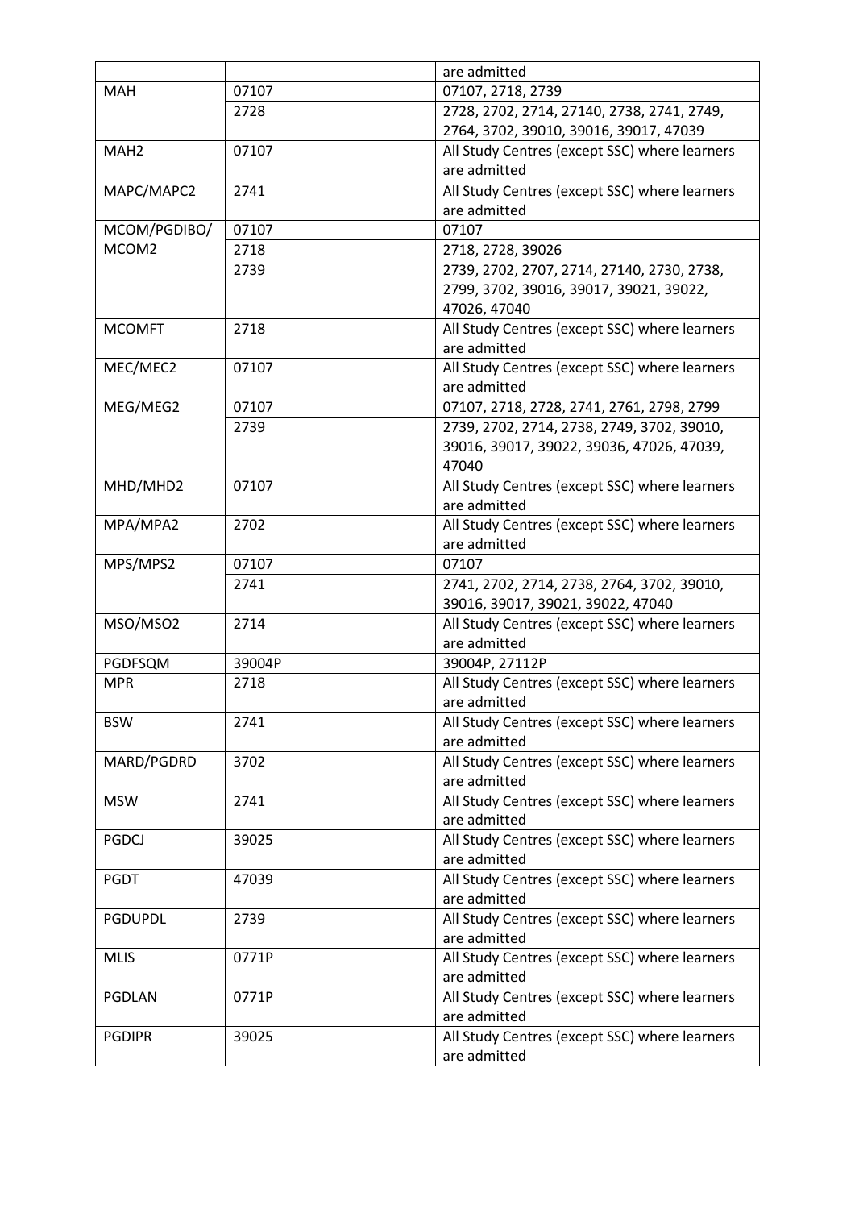| | | |
|---|---|---|
| | | are admitted |
| MAH | 07107 | 07107, 2718, 2739 |
| | 2728 | 2728, 2702, 2714, 27140, 2738, 2741, 2749, 2764, 3702, 39010, 39016, 39017, 47039 |
| MAH2 | 07107 | All Study Centres (except SSC) where learners are admitted |
| MAPC/MAPC2 | 2741 | All Study Centres (except SSC) where learners are admitted |
| MCOM/PGDIBO/ MCOM2 | 07107 | 07107 |
| | 2718 | 2718, 2728, 39026 |
| | 2739 | 2739, 2702, 2707, 2714, 27140, 2730, 2738, 2799, 3702, 39016, 39017, 39021, 39022, 47026, 47040 |
| MCOMFT | 2718 | All Study Centres (except SSC) where learners are admitted |
| MEC/MEC2 | 07107 | All Study Centres (except SSC) where learners are admitted |
| MEG/MEG2 | 07107 | 07107, 2718, 2728, 2741, 2761, 2798, 2799 |
| | 2739 | 2739, 2702, 2714, 2738, 2749, 3702, 39010, 39016, 39017, 39022, 39036, 47026, 47039, 47040 |
| MHD/MHD2 | 07107 | All Study Centres (except SSC) where learners are admitted |
| MPA/MPA2 | 2702 | All Study Centres (except SSC) where learners are admitted |
| MPS/MPS2 | 07107 | 07107 |
| | 2741 | 2741, 2702, 2714, 2738, 2764, 3702, 39010, 39016, 39017, 39021, 39022, 47040 |
| MSO/MSO2 | 2714 | All Study Centres (except SSC) where learners are admitted |
| PGDFSQM | 39004P | 39004P, 27112P |
| MPR | 2718 | All Study Centres (except SSC) where learners are admitted |
| BSW | 2741 | All Study Centres (except SSC) where learners are admitted |
| MARD/PGDRD | 3702 | All Study Centres (except SSC) where learners are admitted |
| MSW | 2741 | All Study Centres (except SSC) where learners are admitted |
| PGDCJ | 39025 | All Study Centres (except SSC) where learners are admitted |
| PGDT | 47039 | All Study Centres (except SSC) where learners are admitted |
| PGDUPDL | 2739 | All Study Centres (except SSC) where learners are admitted |
| MLIS | 0771P | All Study Centres (except SSC) where learners are admitted |
| PGDLAN | 0771P | All Study Centres (except SSC) where learners are admitted |
| PGDIPR | 39025 | All Study Centres (except SSC) where learners are admitted |